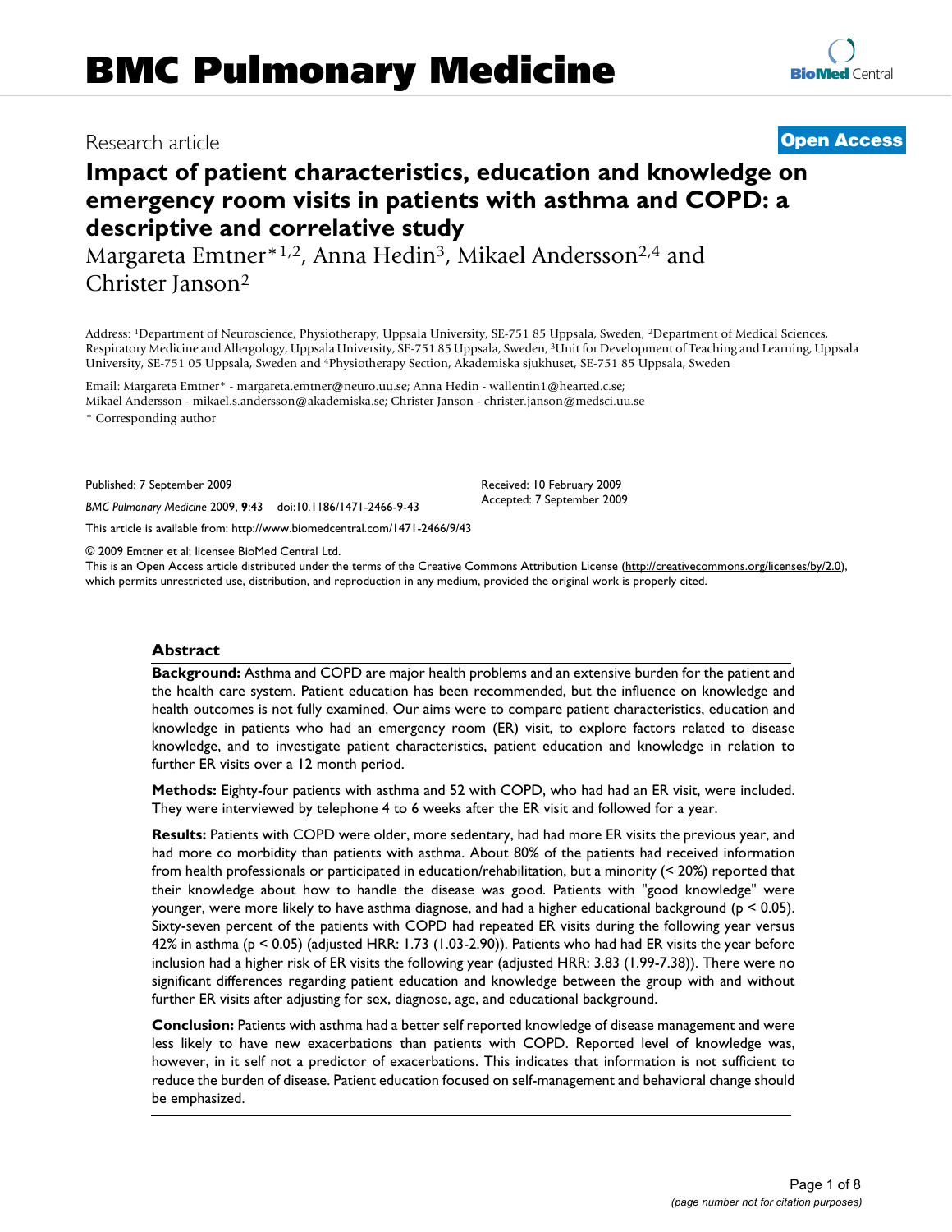Research article

**Open Access**

# Impact of patient characteristics, education and knowledge on emergency room visits in patients with asthma and COPD: a descriptive and correlative study

Margareta Emtner*[1,2], Anna Hedin[3], Mikael Andersson[2,4] and Christer Janson[2]

Address: [1]Department of Neuroscience, Physiotherapy, Uppsala University, SE-751 85 Uppsala, Sweden, [2]Department of Medical Sciences, Respiratory Medicine and Allergology, Uppsala University, SE-751 85 Uppsala, Sweden, [3]Unit for Development of Teaching and Learning, Uppsala University, SE-751 05 Uppsala, Sweden and [4]Physiotherapy Section, Akademiska sjukhuset, SE-751 85 Uppsala, Sweden

Email: Margareta Emtner* - margareta.emtner@neuro.uu.se; Anna Hedin - wallentin1@hearted.c.se; Mikael Andersson - mikael.s.andersson@akademiska.se; Christer Janson - christer.janson@medsci.uu.se

* Corresponding author

Published: 7 September 2009

*BMC Pulmonary Medicine* 2009, **9**:43 doi:10.1186/1471-2466-9-43

Received: 10 February 2009
Accepted: 7 September 2009

This article is available from: http://www.biomedcentral.com/1471-2466/9/43

© 2009 Emtner et al; licensee BioMed Central Ltd.
This is an Open Access article distributed under the terms of the Creative Commons Attribution License (http://creativecommons.org/licenses/by/2.0), which permits unrestricted use, distribution, and reproduction in any medium, provided the original work is properly cited.

## Abstract

**Background:** Asthma and COPD are major health problems and an extensive burden for the patient and the health care system. Patient education has been recommended, but the influence on knowledge and health outcomes is not fully examined. Our aims were to compare patient characteristics, education and knowledge in patients who had an emergency room (ER) visit, to explore factors related to disease knowledge, and to investigate patient characteristics, patient education and knowledge in relation to further ER visits over a 12 month period.

**Methods:** Eighty-four patients with asthma and 52 with COPD, who had had an ER visit, were included. They were interviewed by telephone 4 to 6 weeks after the ER visit and followed for a year.

**Results:** Patients with COPD were older, more sedentary, had had more ER visits the previous year, and had more co morbidity than patients with asthma. About 80% of the patients had received information from health professionals or participated in education/rehabilitation, but a minority (< 20%) reported that their knowledge about how to handle the disease was good. Patients with "good knowledge" were younger, were more likely to have asthma diagnose, and had a higher educational background ($p < 0.05$). Sixty-seven percent of the patients with COPD had repeated ER visits during the following year versus 42% in asthma ($p < 0.05$) (adjusted HRR: 1.73 (1.03-2.90)). Patients who had had ER visits the year before inclusion had a higher risk of ER visits the following year (adjusted HRR: 3.83 (1.99-7.38)). There were no significant differences regarding patient education and knowledge between the group with and without further ER visits after adjusting for sex, diagnose, age, and educational background.

**Conclusion:** Patients with asthma had a better self reported knowledge of disease management and were less likely to have new exacerbations than patients with COPD. Reported level of knowledge was, however, in it self not a predictor of exacerbations. This indicates that information is not sufficient to reduce the burden of disease. Patient education focused on self-management and behavioral change should be emphasized.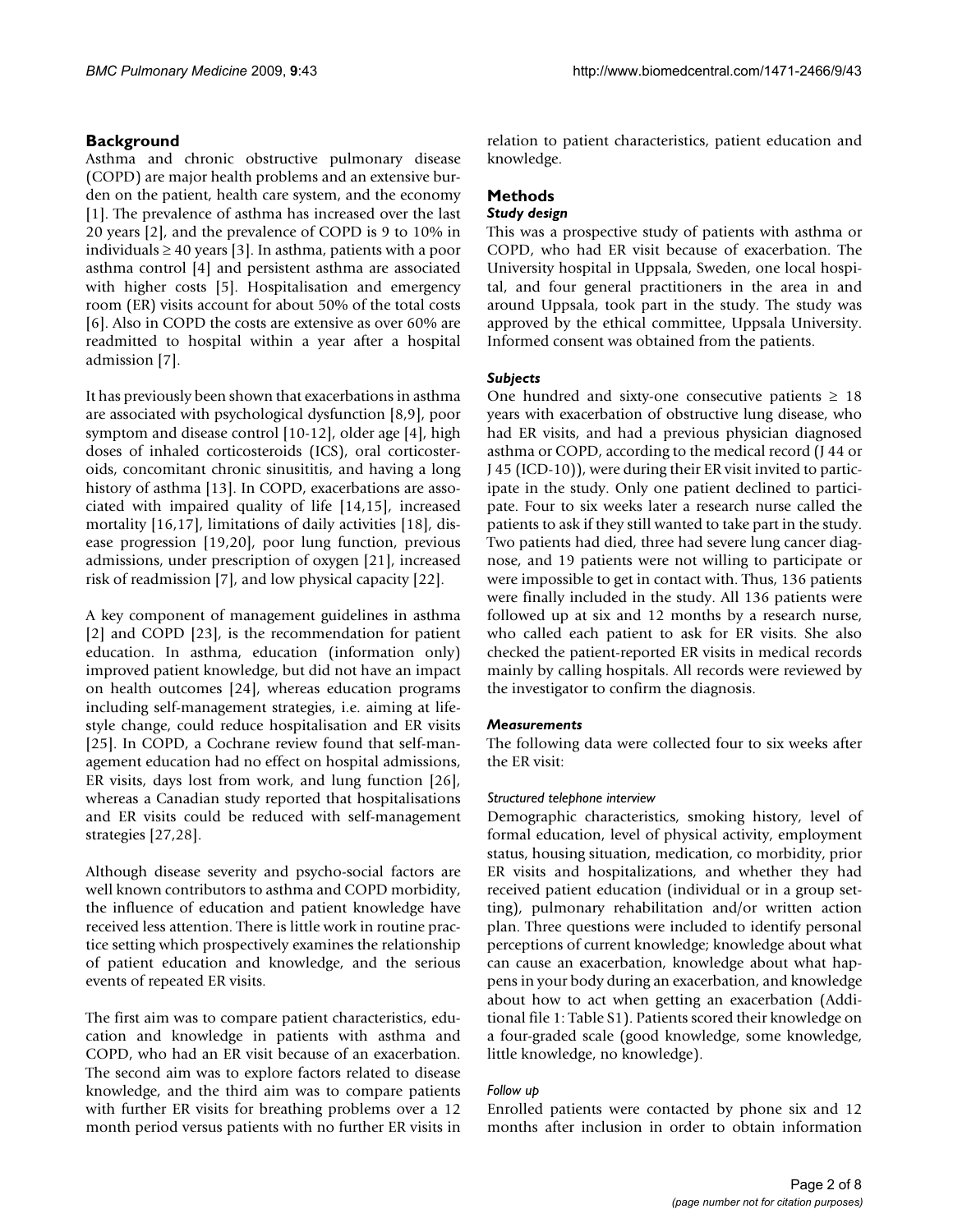## Background

Asthma and chronic obstructive pulmonary disease (COPD) are major health problems and an extensive burden on the patient, health care system, and the economy [1]. The prevalence of asthma has increased over the last 20 years [2], and the prevalence of COPD is 9 to 10% in individuals ≥ 40 years [3]. In asthma, patients with a poor asthma control [4] and persistent asthma are associated with higher costs [5]. Hospitalisation and emergency room (ER) visits account for about 50% of the total costs [6]. Also in COPD the costs are extensive as over 60% are readmitted to hospital within a year after a hospital admission [7].

It has previously been shown that exacerbations in asthma are associated with psychological dysfunction [8,9], poor symptom and disease control [10-12], older age [4], high doses of inhaled corticosteroids (ICS), oral corticosteroids, concomitant chronic sinusitis, and having a long history of asthma [13]. In COPD, exacerbations are associated with impaired quality of life [14,15], increased mortality [16,17], limitations of daily activities [18], disease progression [19,20], poor lung function, previous admissions, under prescription of oxygen [21], increased risk of readmission [7], and low physical capacity [22].

A key component of management guidelines in asthma [2] and COPD [23], is the recommendation for patient education. In asthma, education (information only) improved patient knowledge, but did not have an impact on health outcomes [24], whereas education programs including self-management strategies, i.e. aiming at lifestyle change, could reduce hospitalisation and ER visits [25]. In COPD, a Cochrane review found that self-management education had no effect on hospital admissions, ER visits, days lost from work, and lung function [26], whereas a Canadian study reported that hospitalisations and ER visits could be reduced with self-management strategies [27,28].

Although disease severity and psycho-social factors are well known contributors to asthma and COPD morbidity, the influence of education and patient knowledge have received less attention. There is little work in routine practice setting which prospectively examines the relationship of patient education and knowledge, and the serious events of repeated ER visits.

The first aim was to compare patient characteristics, education and knowledge in patients with asthma and COPD, who had an ER visit because of an exacerbation. The second aim was to explore factors related to disease knowledge, and the third aim was to compare patients with further ER visits for breathing problems over a 12 month period versus patients with no further ER visits in relation to patient characteristics, patient education and knowledge.

## Methods

### *Study design*

This was a prospective study of patients with asthma or COPD, who had ER visit because of exacerbation. The University hospital in Uppsala, Sweden, one local hospital, and four general practitioners in the area in and around Uppsala, took part in the study. The study was approved by the ethical committee, Uppsala University. Informed consent was obtained from the patients.

### *Subjects*

One hundred and sixty-one consecutive patients ≥ 18 years with exacerbation of obstructive lung disease, who had ER visits, and had a previous physician diagnosed asthma or COPD, according to the medical record (J 44 or J 45 (ICD-10)), were during their ER visit invited to participate in the study. Only one patient declined to participate. Four to six weeks later a research nurse called the patients to ask if they still wanted to take part in the study. Two patients had died, three had severe lung cancer diagnose, and 19 patients were not willing to participate or were impossible to get in contact with. Thus, 136 patients were finally included in the study. All 136 patients were followed up at six and 12 months by a research nurse, who called each patient to ask for ER visits. She also checked the patient-reported ER visits in medical records mainly by calling hospitals. All records were reviewed by the investigator to confirm the diagnosis.

### *Measurements*

The following data were collected four to six weeks after the ER visit:

#### *Structured telephone interview*

Demographic characteristics, smoking history, level of formal education, level of physical activity, employment status, housing situation, medication, co morbidity, prior ER visits and hospitalizations, and whether they had received patient education (individual or in a group setting), pulmonary rehabilitation and/or written action plan. Three questions were included to identify personal perceptions of current knowledge; knowledge about what can cause an exacerbation, knowledge about what happens in your body during an exacerbation, and knowledge about how to act when getting an exacerbation (Additional file 1: Table S1). Patients scored their knowledge on a four-graded scale (good knowledge, some knowledge, little knowledge, no knowledge).

#### *Follow up*

Enrolled patients were contacted by phone six and 12 months after inclusion in order to obtain information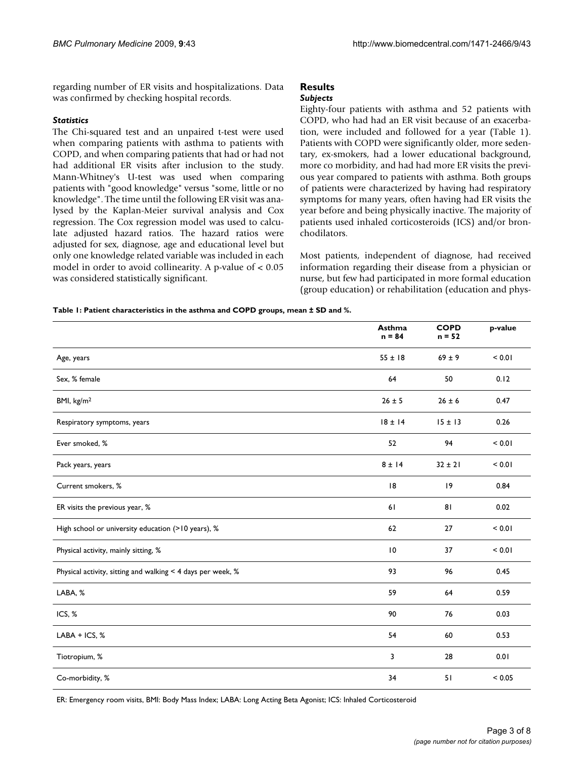regarding number of ER visits and hospitalizations. Data was confirmed by checking hospital records.

### *Statistics*

The Chi-squared test and an unpaired t-test were used when comparing patients with asthma to patients with COPD, and when comparing patients that had or had not had additional ER visits after inclusion to the study. Mann-Whitney's U-test was used when comparing patients with "good knowledge" versus "some, little or no knowledge". The time until the following ER visit was analysed by the Kaplan-Meier survival analysis and Cox regression. The Cox regression model was used to calculate adjusted hazard ratios. The hazard ratios were adjusted for sex, diagnose, age and educational level but only one knowledge related variable was included in each model in order to avoid collinearity. A p-value of $< 0.05$ was considered statistically significant.

## Results

### *Subjects*

Eighty-four patients with asthma and 52 patients with COPD, who had had an ER visit because of an exacerbation, were included and followed for a year (Table 1). Patients with COPD were significantly older, more sedentary, ex-smokers, had a lower educational background, more co morbidity, and had had more ER visits the previous year compared to patients with asthma. Both groups of patients were characterized by having had respiratory symptoms for many years, often having had ER visits the year before and being physically inactive. The majority of patients used inhaled corticosteroids (ICS) and/or bronchodilators.

Most patients, independent of diagnose, had received information regarding their disease from a physician or nurse, but few had participated in more formal education (group education) or rehabilitation (education and phys-

**Table 1: Patient characteristics in the asthma and COPD groups, mean ± SD and %.**

| | Asthma n = 84 | COPD n = 52 | p-value |
|---|---|---|---|
| Age, years | 55 ± 18 | 69 ± 9 | < 0.01 |
| Sex, % female | 64 | 50 | 0.12 |
| BMI, kg/m$^2$ | 26 ± 5 | 26 ± 6 | 0.47 |
| Respiratory symptoms, years | 18 ± 14 | 15 ± 13 | 0.26 |
| Ever smoked, % | 52 | 94 | < 0.01 |
| Pack years, years | 8 ± 14 | 32 ± 21 | < 0.01 |
| Current smokers, % | 18 | 19 | 0.84 |
| ER visits the previous year, % | 61 | 81 | 0.02 |
| High school or university education (>10 years), % | 62 | 27 | < 0.01 |
| Physical activity, mainly sitting, % | 10 | 37 | < 0.01 |
| Physical activity, sitting and walking < 4 days per week, % | 93 | 96 | 0.45 |
| LABA, % | 59 | 64 | 0.59 |
| ICS, % | 90 | 76 | 0.03 |
| LABA + ICS, % | 54 | 60 | 0.53 |
| Tiotropium, % | 3 | 28 | 0.01 |
| Co-morbidity, % | 34 | 51 | < 0.05 |

ER: Emergency room visits, BMI: Body Mass Index; LABA: Long Acting Beta Agonist; ICS: Inhaled Corticosteroid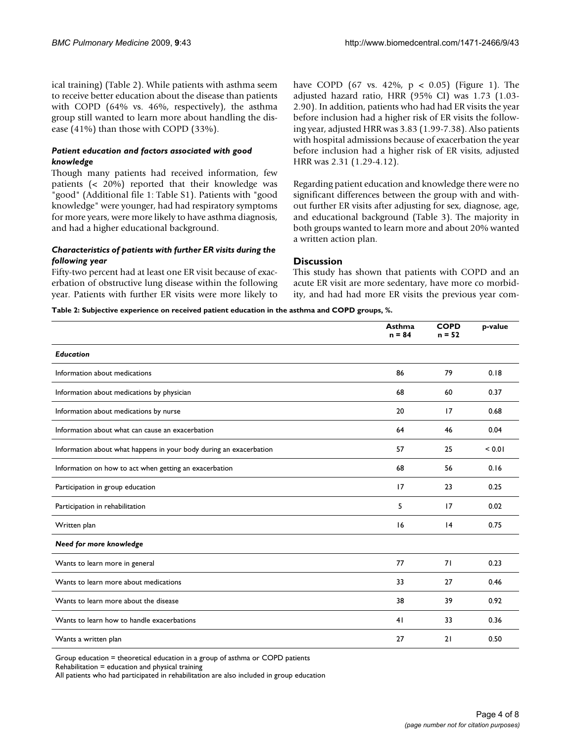ical training) (Table 2). While patients with asthma seem to receive better education about the disease than patients with COPD (64% vs. 46%, respectively), the asthma group still wanted to learn more about handling the disease (41%) than those with COPD (33%).

### *Patient education and factors associated with good knowledge*

Though many patients had received information, few patients (< 20%) reported that their knowledge was "good" (Additional file 1: Table S1). Patients with "good knowledge" were younger, had had respiratory symptoms for more years, were more likely to have asthma diagnosis, and had a higher educational background.

### *Characteristics of patients with further ER visits during the following year*

Fifty-two percent had at least one ER visit because of exacerbation of obstructive lung disease within the following year. Patients with further ER visits were more likely to have COPD (67 vs. 42%, $p < 0.05$) (Figure 1). The adjusted hazard ratio, HRR (95% CI) was 1.73 (1.03-2.90). In addition, patients who had had ER visits the year before inclusion had a higher risk of ER visits the following year, adjusted HRR was 3.83 (1.99-7.38). Also patients with hospital admissions because of exacerbation the year before inclusion had a higher risk of ER visits, adjusted HRR was 2.31 (1.29-4.12).

Regarding patient education and knowledge there were no significant differences between the group with and without further ER visits after adjusting for sex, diagnose, age, and educational background (Table 3). The majority in both groups wanted to learn more and about 20% wanted a written action plan.

## Discussion

This study has shown that patients with COPD and an acute ER visit are more sedentary, have more co morbidity, and had had more ER visits the previous year com-

**Table 2: Subjective experience on received patient education in the asthma and COPD groups, %.**

| | Asthma n = 84 | COPD n = 52 | p-value |
|---|---|---|---|
| ***Education*** | | | |
| Information about medications | 86 | 79 | 0.18 |
| Information about medications by physician | 68 | 60 | 0.37 |
| Information about medications by nurse | 20 | 17 | 0.68 |
| Information about what can cause an exacerbation | 64 | 46 | 0.04 |
| Information about what happens in your body during an exacerbation | 57 | 25 | < 0.01 |
| Information on how to act when getting an exacerbation | 68 | 56 | 0.16 |
| Participation in group education | 17 | 23 | 0.25 |
| Participation in rehabilitation | 5 | 17 | 0.02 |
| Written plan | 16 | 14 | 0.75 |
| ***Need for more knowledge*** | | | |
| Wants to learn more in general | 77 | 71 | 0.23 |
| Wants to learn more about medications | 33 | 27 | 0.46 |
| Wants to learn more about the disease | 38 | 39 | 0.92 |
| Wants to learn how to handle exacerbations | 41 | 33 | 0.36 |
| Wants a written plan | 27 | 21 | 0.50 |

Group education = theoretical education in a group of asthma or COPD patients
Rehabilitation = education and physical training
All patients who had participated in rehabilitation are also included in group education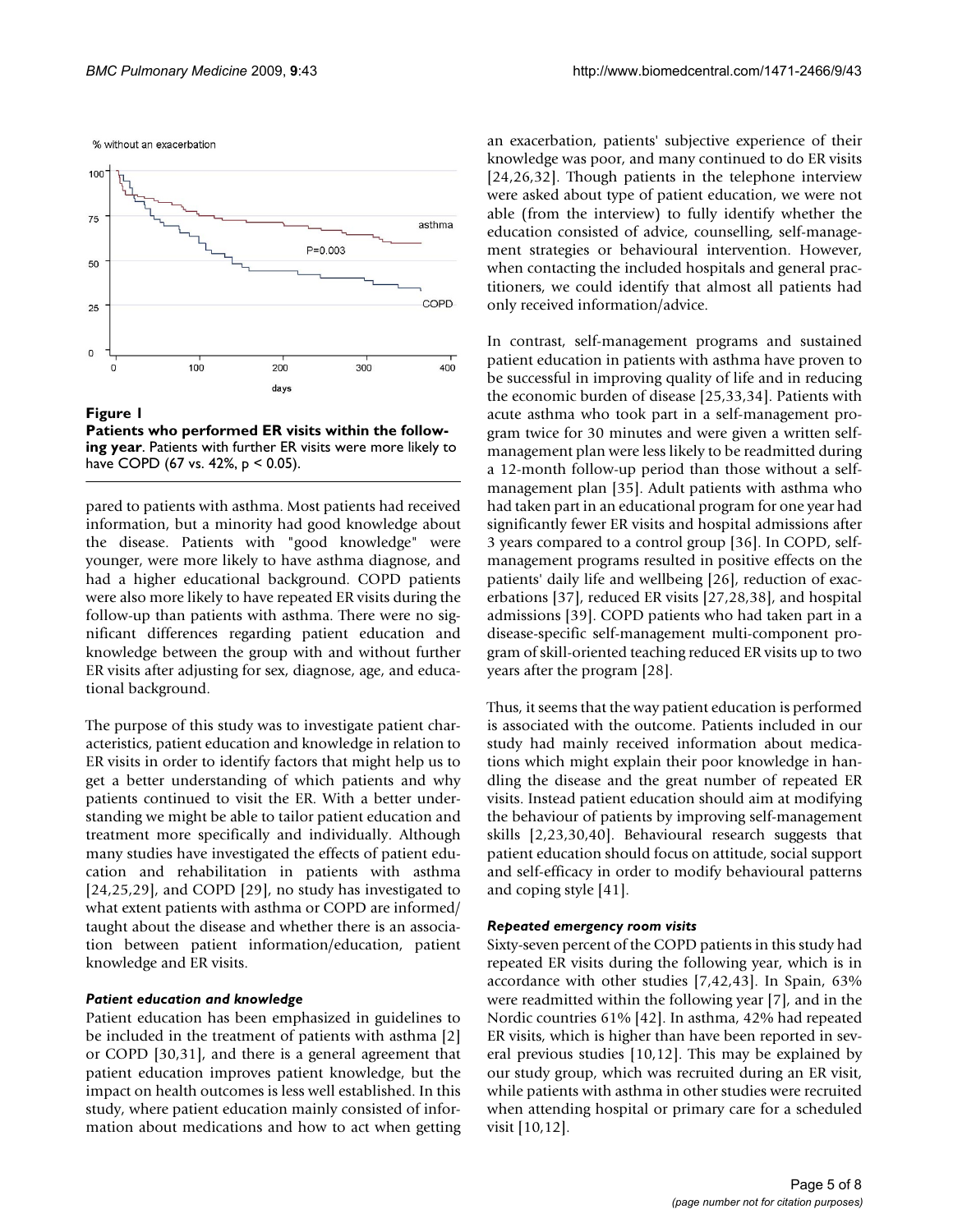% without an exacerbation

100

75

50

25

0

0 100 200 300 400

days

asthma

P=0.003

COPD

**Figure 1**

**Patients who performed ER visits within the following year**. Patients with further ER visits were more likely to have COPD (67 vs. 42%, $p < 0.05$).

pared to patients with asthma. Most patients had received information, but a minority had good knowledge about the disease. Patients with "good knowledge" were younger, were more likely to have asthma diagnose, and had a higher educational background. COPD patients were also more likely to have repeated ER visits during the follow-up than patients with asthma. There were no significant differences regarding patient education and knowledge between the group with and without further ER visits after adjusting for sex, diagnose, age, and educational background.

The purpose of this study was to investigate patient characteristics, patient education and knowledge in relation to ER visits in order to identify factors that might help us to get a better understanding of which patients and why patients continued to visit the ER. With a better understanding we might be able to tailor patient education and treatment more specifically and individually. Although many studies have investigated the effects of patient education and rehabilitation in patients with asthma [24,25,29], and COPD [29], no study has investigated to what extent patients with asthma or COPD are informed/taught about the disease and whether there is an association between patient information/education, patient knowledge and ER visits.

### *Patient education and knowledge*

Patient education has been emphasized in guidelines to be included in the treatment of patients with asthma [2] or COPD [30,31], and there is a general agreement that patient education improves patient knowledge, but the impact on health outcomes is less well established. In this study, where patient education mainly consisted of information about medications and how to act when getting an exacerbation, patients' subjective experience of their knowledge was poor, and many continued to do ER visits [24,26,32]. Though patients in the telephone interview were asked about type of patient education, we were not able (from the interview) to fully identify whether the education consisted of advice, counselling, self-management strategies or behavioural intervention. However, when contacting the included hospitals and general practitioners, we could identify that almost all patients had only received information/advice.

In contrast, self-management programs and sustained patient education in patients with asthma have proven to be successful in improving quality of life and in reducing the economic burden of disease [25,33,34]. Patients with acute asthma who took part in a self-management program twice for 30 minutes and were given a written self-management plan were less likely to be readmitted during a 12-month follow-up period than those without a self-management plan [35]. Adult patients with asthma who had taken part in an educational program for one year had significantly fewer ER visits and hospital admissions after 3 years compared to a control group [36]. In COPD, self-management programs resulted in positive effects on the patients' daily life and wellbeing [26], reduction of exacerbations [37], reduced ER visits [27,28,38], and hospital admissions [39]. COPD patients who had taken part in a disease-specific self-management multi-component program of skill-oriented teaching reduced ER visits up to two years after the program [28].

Thus, it seems that the way patient education is performed is associated with the outcome. Patients included in our study had mainly received information about medications which might explain their poor knowledge in handling the disease and the great number of repeated ER visits. Instead patient education should aim at modifying the behaviour of patients by improving self-management skills [2,23,30,40]. Behavioural research suggests that patient education should focus on attitude, social support and self-efficacy in order to modify behavioural patterns and coping style [41].

### *Repeated emergency room visits*

Sixty-seven percent of the COPD patients in this study had repeated ER visits during the following year, which is in accordance with other studies [7,42,43]. In Spain, 63% were readmitted within the following year [7], and in the Nordic countries 61% [42]. In asthma, 42% had repeated ER visits, which is higher than have been reported in several previous studies [10,12]. This may be explained by our study group, which was recruited during an ER visit, while patients with asthma in other studies were recruited when attending hospital or primary care for a scheduled visit [10,12].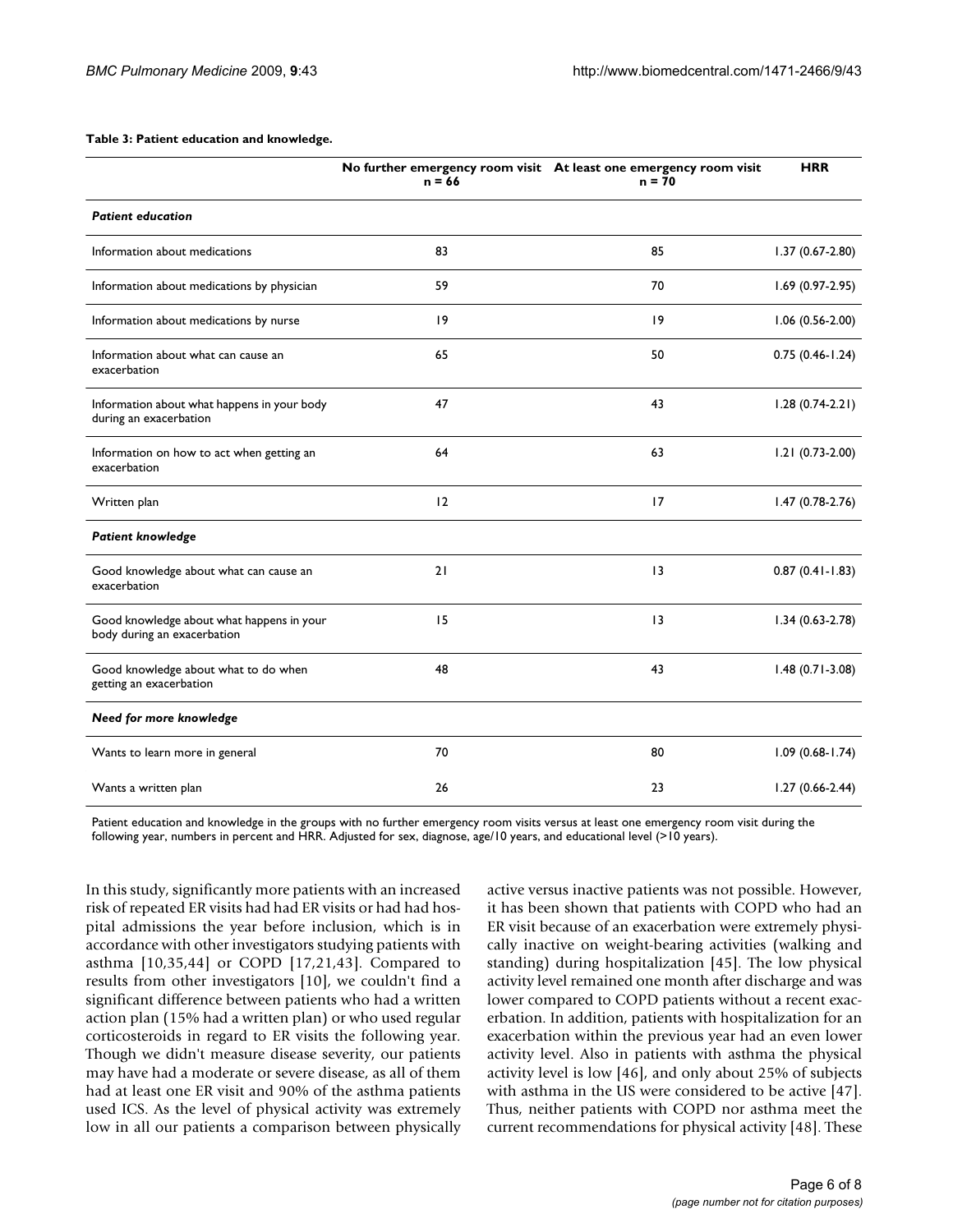**Table 3: Patient education and knowledge.**

| | No further emergency room visit n = 66 | At least one emergency room visit n = 70 | HRR |
|---|---|---|---|
| ***Patient education*** | | | |
| Information about medications | 83 | 85 | 1.37 (0.67-2.80) |
| Information about medications by physician | 59 | 70 | 1.69 (0.97-2.95) |
| Information about medications by nurse | 19 | 19 | 1.06 (0.56-2.00) |
| Information about what can cause an exacerbation | 65 | 50 | 0.75 (0.46-1.24) |
| Information about what happens in your body during an exacerbation | 47 | 43 | 1.28 (0.74-2.21) |
| Information on how to act when getting an exacerbation | 64 | 63 | 1.21 (0.73-2.00) |
| Written plan | 12 | 17 | 1.47 (0.78-2.76) |
| ***Patient knowledge*** | | | |
| Good knowledge about what can cause an exacerbation | 21 | 13 | 0.87 (0.41-1.83) |
| Good knowledge about what happens in your body during an exacerbation | 15 | 13 | 1.34 (0.63-2.78) |
| Good knowledge about what to do when getting an exacerbation | 48 | 43 | 1.48 (0.71-3.08) |
| ***Need for more knowledge*** | | | |
| Wants to learn more in general | 70 | 80 | 1.09 (0.68-1.74) |
| Wants a written plan | 26 | 23 | 1.27 (0.66-2.44) |

Patient education and knowledge in the groups with no further emergency room visits versus at least one emergency room visit during the following year, numbers in percent and HRR. Adjusted for sex, diagnose, age/10 years, and educational level (>10 years).

In this study, significantly more patients with an increased risk of repeated ER visits had had ER visits or had had hospital admissions the year before inclusion, which is in accordance with other investigators studying patients with asthma [10,35,44] or COPD [17,21,43]. Compared to results from other investigators [10], we couldn't find a significant difference between patients who had a written action plan (15% had a written plan) or who used regular corticosteroids in regard to ER visits the following year. Though we didn't measure disease severity, our patients may have had a moderate or severe disease, as all of them had at least one ER visit and 90% of the asthma patients used ICS. As the level of physical activity was extremely low in all our patients a comparison between physically active versus inactive patients was not possible. However, it has been shown that patients with COPD who had an ER visit because of an exacerbation were extremely physically inactive on weight-bearing activities (walking and standing) during hospitalization [45]. The low physical activity level remained one month after discharge and was lower compared to COPD patients without a recent exacerbation. In addition, patients with hospitalization for an exacerbation within the previous year had an even lower activity level. Also in patients with asthma the physical activity level is low [46], and only about 25% of subjects with asthma in the US were considered to be active [47]. Thus, neither patients with COPD nor asthma meet the current recommendations for physical activity [48]. These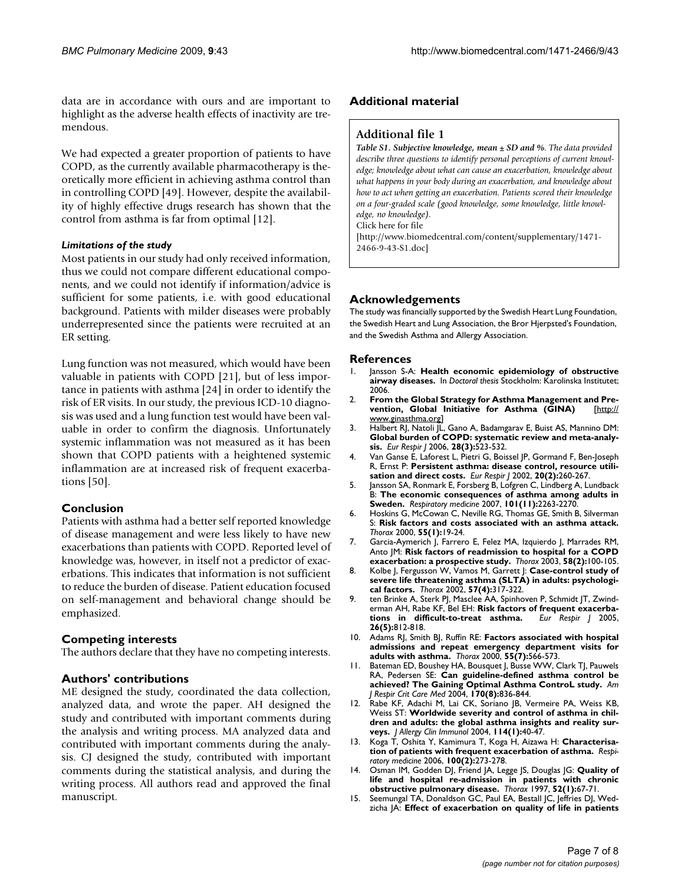data are in accordance with ours and are important to highlight as the adverse health effects of inactivity are tremendous.

We had expected a greater proportion of patients to have COPD, as the currently available pharmacotherapy is theoretically more efficient in achieving asthma control than in controlling COPD [49]. However, despite the availability of highly effective drugs research has shown that the control from asthma is far from optimal [12].

### *Limitations of the study*

Most patients in our study had only received information, thus we could not compare different educational components, and we could not identify if information/advice is sufficient for some patients, i.e. with good educational background. Patients with milder diseases were probably underrepresented since the patients were recruited at an ER setting.

Lung function was not measured, which would have been valuable in patients with COPD [21], but of less importance in patients with asthma [24] in order to identify the risk of ER visits. In our study, the previous ICD-10 diagnosis was used and a lung function test would have been valuable in order to confirm the diagnosis. Unfortunately systemic inflammation was not measured as it has been shown that COPD patients with a heightened systemic inflammation are at increased risk of frequent exacerbations [50].

## Conclusion

Patients with asthma had a better self reported knowledge of disease management and were less likely to have new exacerbations than patients with COPD. Reported level of knowledge was, however, in itself not a predictor of exacerbations. This indicates that information is not sufficient to reduce the burden of disease. Patient education focused on self-management and behavioral change should be emphasized.

## Competing interests

The authors declare that they have no competing interests.

## Authors' contributions

ME designed the study, coordinated the data collection, analyzed data, and wrote the paper. AH designed the study and contributed with important comments during the analysis and writing process. MA analyzed data and contributed with important comments during the analysis. CJ designed the study, contributed with important comments during the statistical analysis, and during the writing process. All authors read and approved the final manuscript.

## Additional material

### Additional file 1

***Table S1. Subjective knowledge, mean ± SD and %.*** *The data provided describe three questions to identify personal perceptions of current knowledge; knowledge about what can cause an exacerbation, knowledge about what happens in your body during an exacerbation, and knowledge about how to act when getting an exacerbation. Patients scored their knowledge on a four-graded scale (good knowledge, some knowledge, little knowledge, no knowledge).*

Click here for file

[http://www.biomedcentral.com/content/supplementary/1471-2466-9-43-S1.doc]

## Acknowledgements

The study was financially supported by the Swedish Heart Lung Foundation, the Swedish Heart and Lung Association, the Bror Hjerpsted's Foundation, and the Swedish Asthma and Allergy Association.

## References

1. Jansson S-A: **Health economic epidemiology of obstructive airway diseases.** In *Doctoral thesis* Stockholm: Karolinska Institutet; 2006.
2. **From the Global Strategy for Asthma Management and Prevention, Global Initiative for Asthma (GINA)** [http://www.ginasthma.org]
3. Halbert RJ, Natoli JL, Gano A, Badamgarav E, Buist AS, Mannino DM: **Global burden of COPD: systematic review and meta-analysis.** *Eur Respir J* 2006, **28(3):**523-532.
4. Van Ganse E, Laforest L, Pietri G, Boissel JP, Gormand F, Ben-Joseph R, Ernst P: **Persistent asthma: disease control, resource utilisation and direct costs.** *Eur Respir J* 2002, **20(2):**260-267.
5. Jansson SA, Ronmark E, Forsberg B, Lofgren C, Lindberg A, Lundback B: **The economic consequences of asthma among adults in Sweden.** *Respiratory medicine* 2007, **101(11):**2263-2270.
6. Hoskins G, McCowan C, Neville RG, Thomas GE, Smith B, Silverman S: **Risk factors and costs associated with an asthma attack.** *Thorax* 2000, **55(1):**19-24.
7. Garcia-Aymerich J, Farrero E, Felez MA, Izquierdo J, Marrades RM, Anto JM: **Risk factors of readmission to hospital for a COPD exacerbation: a prospective study.** *Thorax* 2003, **58(2):**100-105.
8. Kolbe J, Fergusson W, Vamos M, Garrett J: **Case-control study of severe life threatening asthma (SLTA) in adults: psychological factors.** *Thorax* 2002, **57(4):**317-322.
9. ten Brinke A, Sterk PJ, Masclee AA, Spinhoven P, Schmidt JT, Zwinderman AH, Rabe KF, Bel EH: **Risk factors of frequent exacerbations in difficult-to-treat asthma.** *Eur Respir J* 2005, **26(5):**812-818.
10. Adams RJ, Smith BJ, Ruffin RE: **Factors associated with hospital admissions and repeat emergency department visits for adults with asthma.** *Thorax* 2000, **55(7):**566-573.
11. Bateman ED, Boushey HA, Bousquet J, Busse WW, Clark TJ, Pauwels RA, Pedersen SE: **Can guideline-defined asthma control be achieved? The Gaining Optimal Asthma ControL study.** *Am J Respir Crit Care Med* 2004, **170(8):**836-844.
12. Rabe KF, Adachi M, Lai CK, Soriano JB, Vermeire PA, Weiss KB, Weiss ST: **Worldwide severity and control of asthma in children and adults: the global asthma insights and reality surveys.** *J Allergy Clin Immunol* 2004, **114(1):**40-47.
13. Koga T, Oshita Y, Kamimura T, Koga H, Aizawa H: **Characterisation of patients with frequent exacerbation of asthma.** *Respiratory medicine* 2006, **100(2):**273-278.
14. Osman IM, Godden DJ, Friend JA, Legge JS, Douglas JG: **Quality of life and hospital re-admission in patients with chronic obstructive pulmonary disease.** *Thorax* 1997, **52(1):**67-71.
15. Seemungal TA, Donaldson GC, Paul EA, Bestall JC, Jeffries DJ, Wedzicha JA: **Effect of exacerbation on quality of life in patients**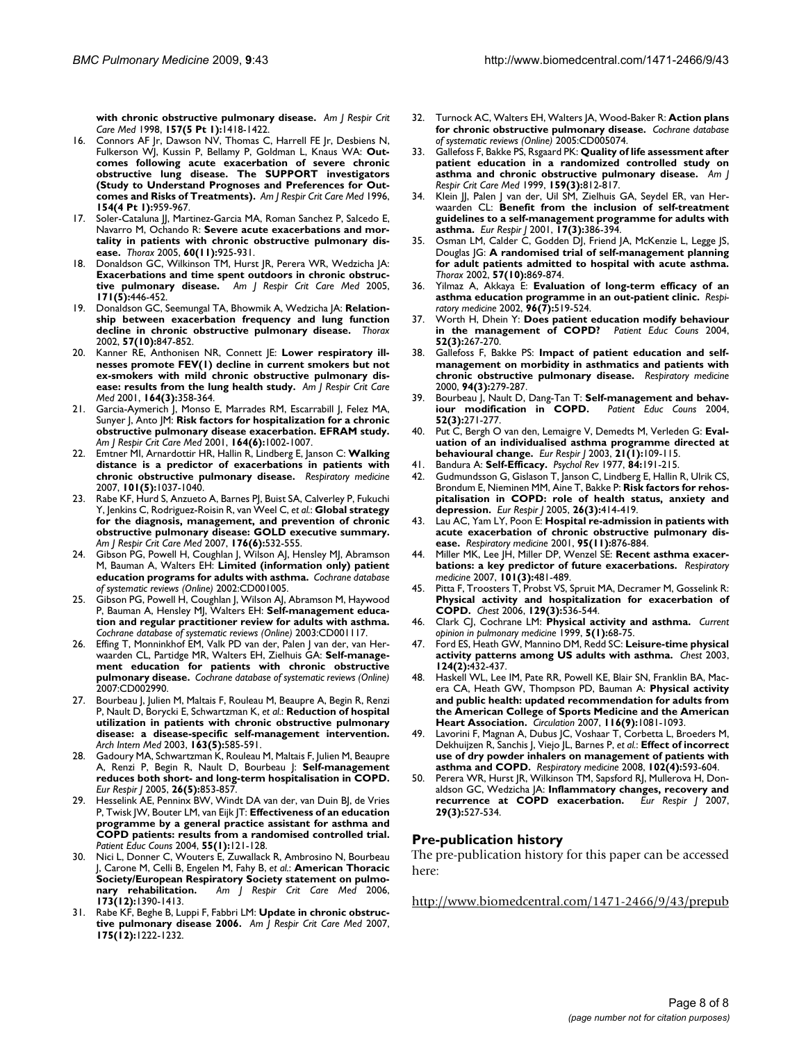with chronic obstructive pulmonary disease. *Am J Respir Crit Care Med* 1998, **157(5 Pt 1):**1418-1422.

16. Connors AF Jr, Dawson NV, Thomas C, Harrell FE Jr, Desbiens N, Fulkerson WJ, Kussin P, Bellamy P, Goldman L, Knaus WA: **Outcomes following acute exacerbation of severe chronic obstructive lung disease. The SUPPORT investigators (Study to Understand Prognoses and Preferences for Outcomes and Risks of Treatments).** *Am J Respir Crit Care Med* 1996, **154(4 Pt 1):**959-967.
17. Soler-Cataluna JJ, Martinez-Garcia MA, Roman Sanchez P, Salcedo E, Navarro M, Ochando R: **Severe acute exacerbations and mortality in patients with chronic obstructive pulmonary disease.** *Thorax* 2005, **60(11):**925-931.
18. Donaldson GC, Wilkinson TM, Hurst JR, Perera WR, Wedzicha JA: **Exacerbations and time spent outdoors in chronic obstructive pulmonary disease.** *Am J Respir Crit Care Med* 2005, **171(5):**446-452.
19. Donaldson GC, Seemungal TA, Bhowmik A, Wedzicha JA: **Relationship between exacerbation frequency and lung function decline in chronic obstructive pulmonary disease.** *Thorax* 2002, **57(10):**847-852.
20. Kanner RE, Anthonisen NR, Connett JE: **Lower respiratory illnesses promote FEV(1) decline in current smokers but not ex-smokers with mild chronic obstructive pulmonary disease: results from the lung health study.** *Am J Respir Crit Care Med* 2001, **164(3):**358-364.
21. Garcia-Aymerich J, Monso E, Marrades RM, Escarrabill J, Felez MA, Sunyer J, Anto JM: **Risk factors for hospitalization for a chronic obstructive pulmonary disease exacerbation. EFRAM study.** *Am J Respir Crit Care Med* 2001, **164(6):**1002-1007.
22. Emtner MI, Arnardottir HR, Hallin R, Lindberg E, Janson C: **Walking distance is a predictor of exacerbations in patients with chronic obstructive pulmonary disease.** *Respiratory medicine* 2007, **101(5):**1037-1040.
23. Rabe KF, Hurd S, Anzueto A, Barnes PJ, Buist SA, Calverley P, Fukuchi Y, Jenkins C, Rodriguez-Roisin R, van Weel C, *et al.*: **Global strategy for the diagnosis, management, and prevention of chronic obstructive pulmonary disease: GOLD executive summary.** *Am J Respir Crit Care Med* 2007, **176(6):**532-555.
24. Gibson PG, Powell H, Coughlan J, Wilson AJ, Hensley MJ, Abramson M, Bauman A, Walters EH: **Limited (information only) patient education programs for adults with asthma.** *Cochrane database of systematic reviews (Online)* 2002:CD001005.
25. Gibson PG, Powell H, Coughlan J, Wilson AJ, Abramson M, Haywood P, Bauman A, Hensley MJ, Walters EH: **Self-management education and regular practitioner review for adults with asthma.** *Cochrane database of systematic reviews (Online)* 2003:CD001117.
26. Effing T, Monninkhof EM, Valk PD van der, Palen J van der, van Herwaarden CL, Partidge MR, Walters EH, Zielhuis GA: **Self-management education for patients with chronic obstructive pulmonary disease.** *Cochrane database of systematic reviews (Online)* 2007:CD002990.
27. Bourbeau J, Julien M, Maltais F, Rouleau M, Beaupre A, Begin R, Renzi P, Nault D, Borycki E, Schwartzman K, *et al.*: **Reduction of hospital utilization in patients with chronic obstructive pulmonary disease: a disease-specific self-management intervention.** *Arch Intern Med* 2003, **163(5):**585-591.
28. Gadoury MA, Schwartzman K, Rouleau M, Maltais F, Julien M, Beaupre A, Renzi P, Begin R, Nault D, Bourbeau J: **Self-management reduces both short- and long-term hospitalisation in COPD.** *Eur Respir J* 2005, **26(5):**853-857.
29. Hesselink AE, Penninx BW, Wijnhoven HA, Kriegsman DM, van Eijk JT: **Effectiveness of an education programme by a general practice assistant for asthma and COPD patients: results from a randomised controlled trial.** *Patient Educ Couns* 2004, **55(1):**121-128.
30. Nici L, Donner C, Wouters E, Zuwallack R, Ambrosino N, Bourbeau J, Carone M, Celli B, Engelen M, Fahy B, *et al.*: **American Thoracic Society/European Respiratory Society statement on pulmonary rehabilitation.** *Am J Respir Crit Care Med* 2006, **173(12):**1390-1413.
31. Rabe KF, Beghe B, Luppi F, Fabbri LM: **Update in chronic obstructive pulmonary disease 2006.** *Am J Respir Crit Care Med* 2007, **175(12):**1222-1232.
32. Turnock AC, Walters EH, Walters JA, Wood-Baker R: **Action plans for chronic obstructive pulmonary disease.** *Cochrane database of systematic reviews (Online)* 2005:CD005074.
33. Gallefoss F, Bakke PS, Rsgaard PK: **Quality of life assessment after patient education in a randomized controlled study on asthma and chronic obstructive pulmonary disease.** *Am J Respir Crit Care Med* 1999, **159(3):**812-817.
34. Klein JJ, Palen J van der, Uil SM, Zielhuis GA, Seydel ER, van Herwaarden CL: **Benefit from the inclusion of self-treatment guidelines to a self-management programme for adults with asthma.** *Eur Respir J* 2001, **17(3):**386-394.
35. Osman LM, Calder C, Godden DJ, Friend JA, McKenzie L, Legge JS, Douglas JG: **A randomised trial of self-management planning for adult patients admitted to hospital with acute asthma.** *Thorax* 2002, **57(10):**869-874.
36. Yilmaz A, Akkaya E: **Evaluation of long-term efficacy of an asthma education programme in an out-patient clinic.** *Respiratory medicine* 2002, **96(7):**519-524.
37. Worth H, Dhein Y: **Does patient education modify behaviour in the management of COPD?** *Patient Educ Couns* 2004, **52(3):**267-270.
38. Gallefoss F, Bakke PS: **Impact of patient education and self-management on morbidity in asthmatics and patients with chronic obstructive pulmonary disease.** *Respiratory medicine* 2000, **94(3):**279-287.
39. Bourbeau J, Nault D, Dang-Tan T: **Self-management and behaviour modification in COPD.** *Patient Educ Couns* 2004, **52(3):**271-277.
40. Put C, Bergh O van den, Lemaigre V, Demedts M, Verleden G: **Evaluation of an individualised asthma programme directed at behavioural change.** *Eur Respir J* 2003, **21(1):**109-115.
41. Bandura A: **Self-Efficacy.** *Psychol Rev* 1977, **84:**191-215.
42. Gudmundsson G, Gislason T, Janson C, Lindberg E, Hallin R, Ulrik CS, Brondum E, Nieminen MM, Aine T, Bakke P: **Risk factors for rehospitalisation in COPD: role of health status, anxiety and depression.** *Eur Respir J* 2005, **26(3):**414-419.
43. Lau AC, Yam LY, Poon E: **Hospital re-admission in patients with acute exacerbation of chronic obstructive pulmonary disease.** *Respiratory medicine* 2001, **95(11):**876-884.
44. Miller MK, Lee JH, Miller DP, Wenzel SE: **Recent asthma exacerbations: a key predictor of future exacerbations.** *Respiratory medicine* 2007, **101(3):**481-489.
45. Pitta F, Troosters T, Probst VS, Spruit MA, Decramer M, Gosselink R: **Physical activity and hospitalization for exacerbation of COPD.** *Chest* 2006, **129(3):**536-544.
46. Clark CJ, Cochrane LM: **Physical activity and asthma.** *Current opinion in pulmonary medicine* 1999, **5(1):**68-75.
47. Ford ES, Heath GW, Mannino DM, Redd SC: **Leisure-time physical activity patterns among US adults with asthma.** *Chest* 2003, **124(2):**432-437.
48. Haskell WL, Lee IM, Pate RR, Powell KE, Blair SN, Franklin BA, Macera CA, Heath GW, Thompson PD, Bauman A: **Physical activity and public health: updated recommendation for adults from the American College of Sports Medicine and the American Heart Association.** *Circulation* 2007, **116(9):**1081-1093.
49. Lavorini F, Magnan A, Dubus JC, Voshaar T, Corbetta L, Broeders M, Dekhuijzen R, Sanchis J, Viejo JL, Barnes P, *et al.*: **Effect of incorrect use of dry powder inhalers on management of patients with asthma and COPD.** *Respiratory medicine* 2008, **102(4):**593-604.
50. Perera WR, Hurst JR, Wilkinson TM, Sapsford RJ, Mullerova H, Donaldson GC, Wedzicha JA: **Inflammatory changes, recovery and recurrence at COPD exacerbation.** *Eur Respir J* 2007, **29(3):**527-534.

## Pre-publication history

The pre-publication history for this paper can be accessed here:

http://www.biomedcentral.com/1471-2466/9/43/prepub